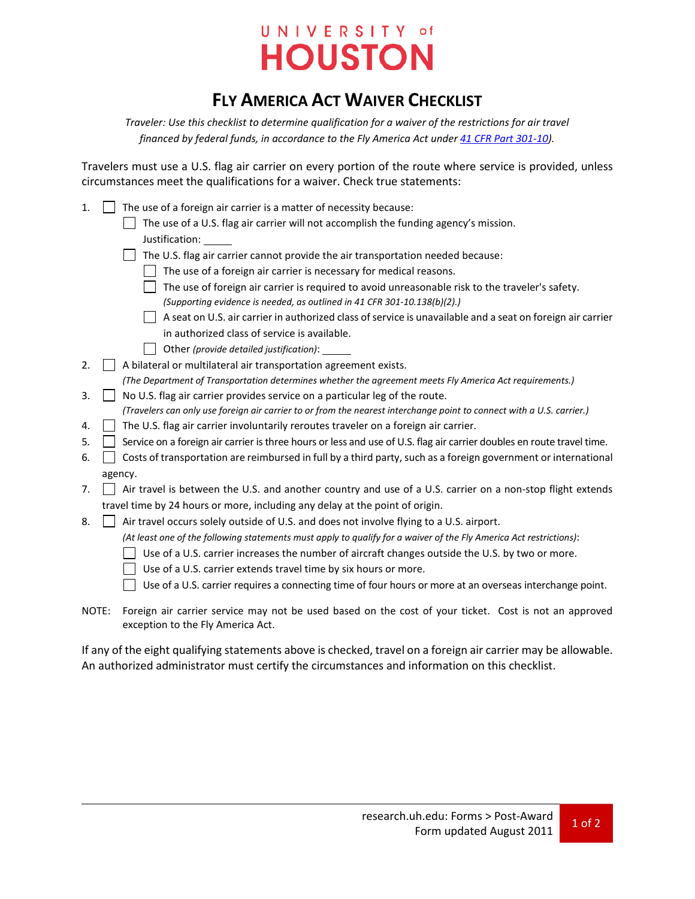# UNIVERSITY of HOUSTON

## FLY AMERICA ACT WAIVER CHECKLIST

*Traveler: Use this checklist to determine qualification for a waiver of the restrictions for air travel financed by federal funds, in accordance to the Fly America Act under [41 CFR Part 301-10](41 CFR Part 301-10).*

Travelers must use a U.S. flag air carrier on every portion of the route where service is provided, unless circumstances meet the qualifications for a waiver. Check true statements:

1. ☐ The use of a foreign air carrier is a matter of necessity because:
   - ☐ The use of a U.S. flag air carrier will not accomplish the funding agency's mission.
     Justification: _____
   - ☐ The U.S. flag air carrier cannot provide the air transportation needed because:
     - ☐ The use of a foreign air carrier is necessary for medical reasons.
     - ☐ The use of foreign air carrier is required to avoid unreasonable risk to the traveler's safety. *(Supporting evidence is needed, as outlined in 41 CFR 301-10.138(b)(2).)*
     - ☐ A seat on U.S. air carrier in authorized class of service is unavailable and a seat on foreign air carrier in authorized class of service is available.
     - ☐ Other *(provide detailed justification)*: _____
2. ☐ A bilateral or multilateral air transportation agreement exists.
   *(The Department of Transportation determines whether the agreement meets Fly America Act requirements.)*
3. ☐ No U.S. flag air carrier provides service on a particular leg of the route.
   *(Travelers can only use foreign air carrier to or from the nearest interchange point to connect with a U.S. carrier.)*
4. ☐ The U.S. flag air carrier involuntarily reroutes traveler on a foreign air carrier.
5. ☐ Service on a foreign air carrier is three hours or less and use of U.S. flag air carrier doubles en route travel time.
6. ☐ Costs of transportation are reimbursed in full by a third party, such as a foreign government or international agency.
7. ☐ Air travel is between the U.S. and another country and use of a U.S. carrier on a non-stop flight extends travel time by 24 hours or more, including any delay at the point of origin.
8. ☐ Air travel occurs solely outside of U.S. and does not involve flying to a U.S. airport.
   *(At least one of the following statements must apply to qualify for a waiver of the Fly America Act restrictions)*:
   - ☐ Use of a U.S. carrier increases the number of aircraft changes outside the U.S. by two or more.
   - ☐ Use of a U.S. carrier extends travel time by six hours or more.
   - ☐ Use of a U.S. carrier requires a connecting time of four hours or more at an overseas interchange point.

NOTE: Foreign air carrier service may not be used based on the cost of your ticket. Cost is not an approved exception to the Fly America Act.

If any of the eight qualifying statements above is checked, travel on a foreign air carrier may be allowable. An authorized administrator must certify the circumstances and information on this checklist.

research.uh.edu: Forms > Post-Award
Form updated August 2011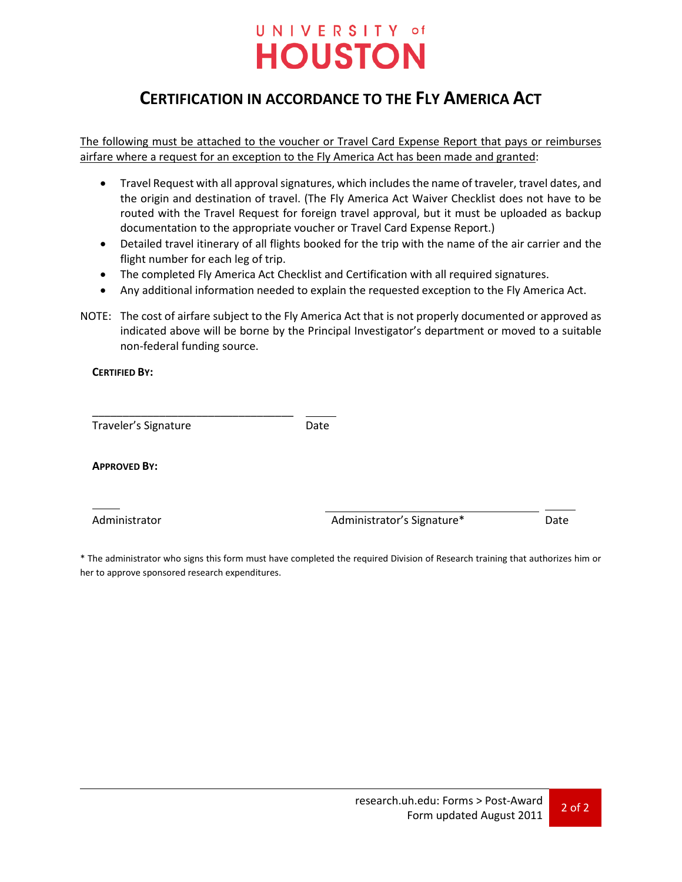UNIVERSITY of HOUSTON

# CERTIFICATION IN ACCORDANCE TO THE FLY AMERICA ACT

The following must be attached to the voucher or Travel Card Expense Report that pays or reimburses airfare where a request for an exception to the Fly America Act has been made and granted:

- Travel Request with all approval signatures, which includes the name of traveler, travel dates, and the origin and destination of travel. (The Fly America Act Waiver Checklist does not have to be routed with the Travel Request for foreign travel approval, but it must be uploaded as backup documentation to the appropriate voucher or Travel Card Expense Report.)
- Detailed travel itinerary of all flights booked for the trip with the name of the air carrier and the flight number for each leg of trip.
- The completed Fly America Act Checklist and Certification with all required signatures.
- Any additional information needed to explain the requested exception to the Fly America Act.

NOTE: The cost of airfare subject to the Fly America Act that is not properly documented or approved as indicated above will be borne by the Principal Investigator's department or moved to a suitable non-federal funding source.

**CERTIFIED BY:**

_________________________________ ______

Traveler's Signature Date

**APPROVED BY:**

______ _________________________________ ______

Administrator Administrator's Signature* Date

* The administrator who signs this form must have completed the required Division of Research training that authorizes him or her to approve sponsored research expenditures.

research.uh.edu: Forms > Post-Award
Form updated August 2011